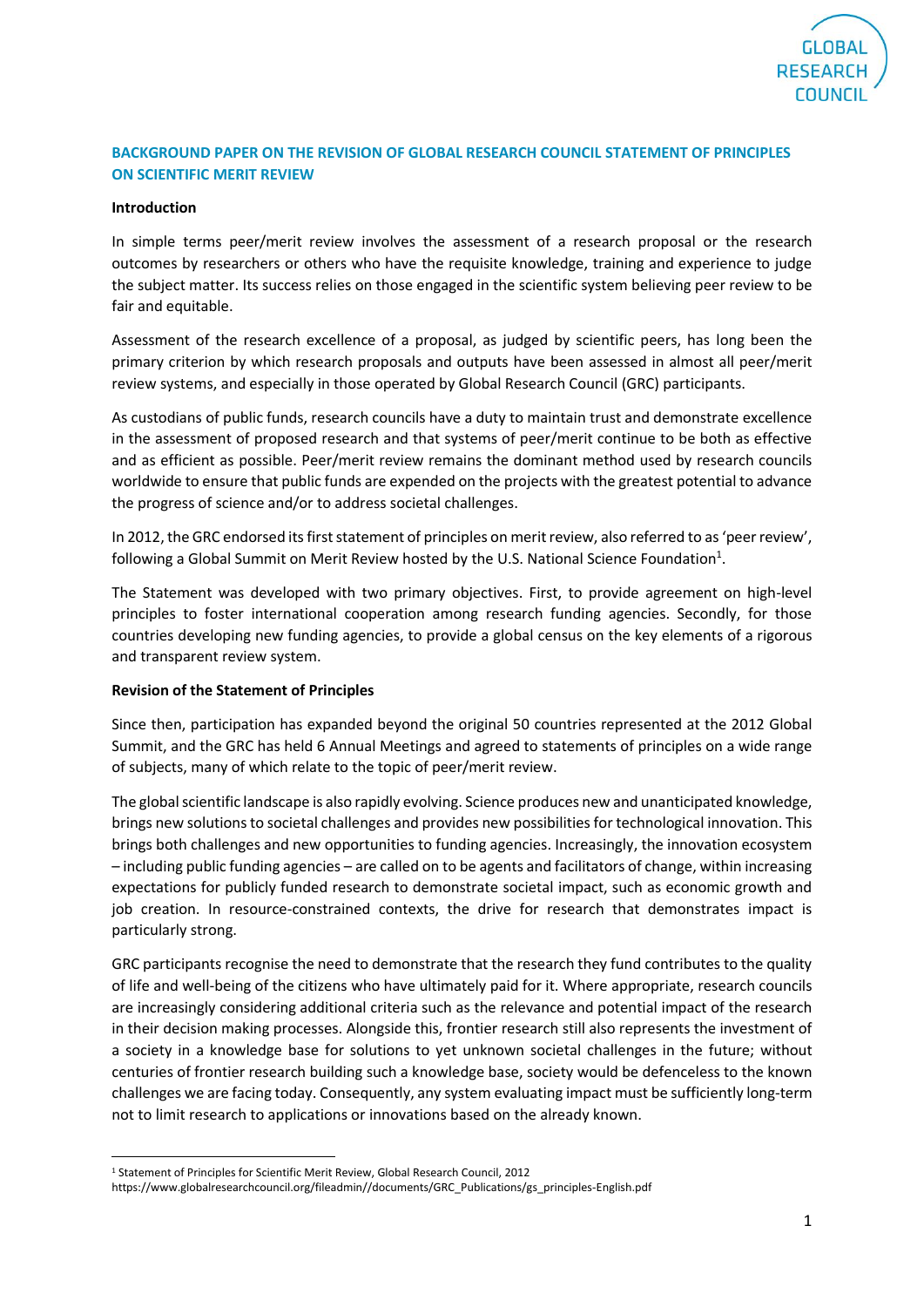## BACKGROUND PAPER ON THE REVISION OF GLOBAL RESEARCH COUNCIL STATEMENT OF PRINCIPLES ON SCIENTIFIC MERIT REVIEW

**Introduction**

In simple terms peer/merit review involves the assessment of a research proposal or the research outcomes by researchers or others who have the requisite knowledge, training and experience to judge the subject matter. Its success relies on those engaged in the scientific system believing peer review to be fair and equitable.

Assessment of the research excellence of a proposal, as judged by scientific peers, has long been the primary criterion by which research proposals and outputs have been assessed in almost all peer/merit review systems, and especially in those operated by Global Research Council (GRC) participants.

As custodians of public funds, research councils have a duty to maintain trust and demonstrate excellence in the assessment of proposed research and that systems of peer/merit continue to be both as effective and as efficient as possible. Peer/merit review remains the dominant method used by research councils worldwide to ensure that public funds are expended on the projects with the greatest potential to advance the progress of science and/or to address societal challenges.

In 2012, the GRC endorsed its first statement of principles on merit review, also referred to as 'peer review', following a Global Summit on Merit Review hosted by the U.S. National Science Foundation[1].

The Statement was developed with two primary objectives. First, to provide agreement on high-level principles to foster international cooperation among research funding agencies. Secondly, for those countries developing new funding agencies, to provide a global census on the key elements of a rigorous and transparent review system.

**Revision of the Statement of Principles**

Since then, participation has expanded beyond the original 50 countries represented at the 2012 Global Summit, and the GRC has held 6 Annual Meetings and agreed to statements of principles on a wide range of subjects, many of which relate to the topic of peer/merit review.

The global scientific landscape is also rapidly evolving. Science produces new and unanticipated knowledge, brings new solutions to societal challenges and provides new possibilities for technological innovation. This brings both challenges and new opportunities to funding agencies. Increasingly, the innovation ecosystem – including public funding agencies – are called on to be agents and facilitators of change, within increasing expectations for publicly funded research to demonstrate societal impact, such as economic growth and job creation. In resource-constrained contexts, the drive for research that demonstrates impact is particularly strong.

GRC participants recognise the need to demonstrate that the research they fund contributes to the quality of life and well-being of the citizens who have ultimately paid for it. Where appropriate, research councils are increasingly considering additional criteria such as the relevance and potential impact of the research in their decision making processes. Alongside this, frontier research still also represents the investment of a society in a knowledge base for solutions to yet unknown societal challenges in the future; without centuries of frontier research building such a knowledge base, society would be defenceless to the known challenges we are facing today. Consequently, any system evaluating impact must be sufficiently long-term not to limit research to applications or innovations based on the already known.

---

[1] Statement of Principles for Scientific Merit Review, Global Research Council, 2012
https://www.globalresearchcouncil.org/fileadmin//documents/GRC_Publications/gs_principles-English.pdf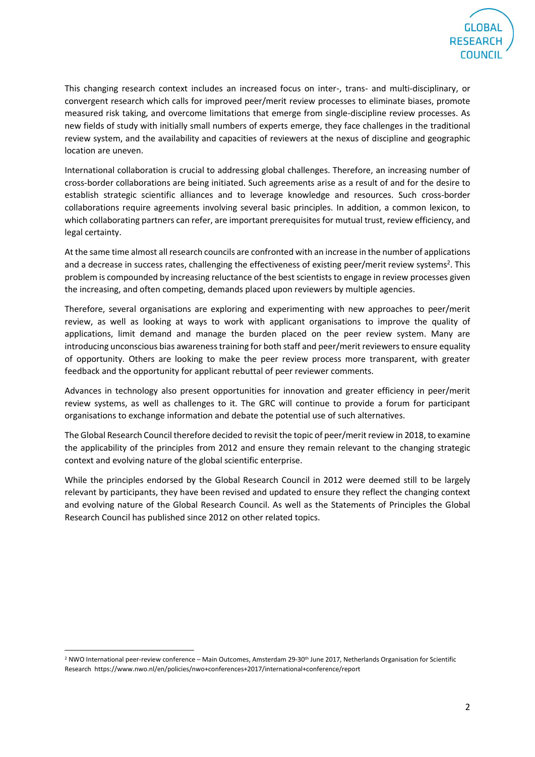This changing research context includes an increased focus on inter-, trans- and multi-disciplinary, or convergent research which calls for improved peer/merit review processes to eliminate biases, promote measured risk taking, and overcome limitations that emerge from single-discipline review processes. As new fields of study with initially small numbers of experts emerge, they face challenges in the traditional review system, and the availability and capacities of reviewers at the nexus of discipline and geographic location are uneven.

International collaboration is crucial to addressing global challenges. Therefore, an increasing number of cross-border collaborations are being initiated. Such agreements arise as a result of and for the desire to establish strategic scientific alliances and to leverage knowledge and resources. Such cross-border collaborations require agreements involving several basic principles. In addition, a common lexicon, to which collaborating partners can refer, are important prerequisites for mutual trust, review efficiency, and legal certainty.

At the same time almost all research councils are confronted with an increase in the number of applications and a decrease in success rates, challenging the effectiveness of existing peer/merit review systems[2]. This problem is compounded by increasing reluctance of the best scientists to engage in review processes given the increasing, and often competing, demands placed upon reviewers by multiple agencies.

Therefore, several organisations are exploring and experimenting with new approaches to peer/merit review, as well as looking at ways to work with applicant organisations to improve the quality of applications, limit demand and manage the burden placed on the peer review system. Many are introducing unconscious bias awareness training for both staff and peer/merit reviewers to ensure equality of opportunity. Others are looking to make the peer review process more transparent, with greater feedback and the opportunity for applicant rebuttal of peer reviewer comments.

Advances in technology also present opportunities for innovation and greater efficiency in peer/merit review systems, as well as challenges to it. The GRC will continue to provide a forum for participant organisations to exchange information and debate the potential use of such alternatives.

The Global Research Council therefore decided to revisit the topic of peer/merit review in 2018, to examine the applicability of the principles from 2012 and ensure they remain relevant to the changing strategic context and evolving nature of the global scientific enterprise.

While the principles endorsed by the Global Research Council in 2012 were deemed still to be largely relevant by participants, they have been revised and updated to ensure they reflect the changing context and evolving nature of the Global Research Council. As well as the Statements of Principles the Global Research Council has published since 2012 on other related topics.

---

[2] NWO International peer-review conference – Main Outcomes, Amsterdam 29-30th June 2017, Netherlands Organisation for Scientific Research https://www.nwo.nl/en/policies/nwo+conferences+2017/international+conference/report